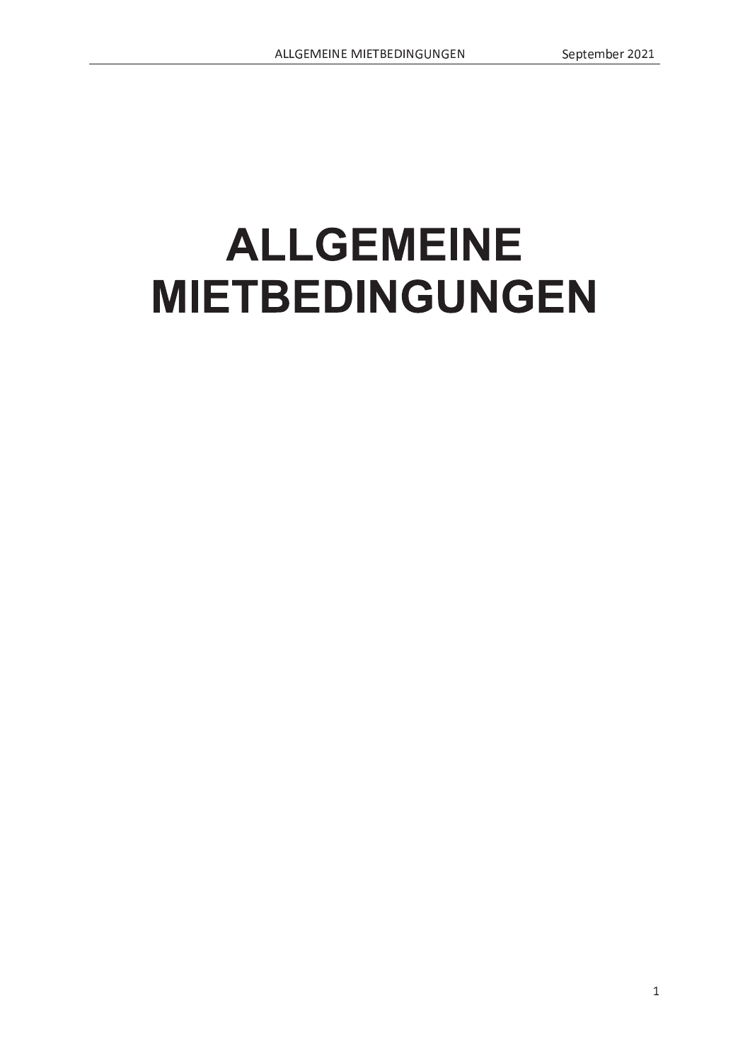# ALLGEMEINE MIETBEDINGUNGEN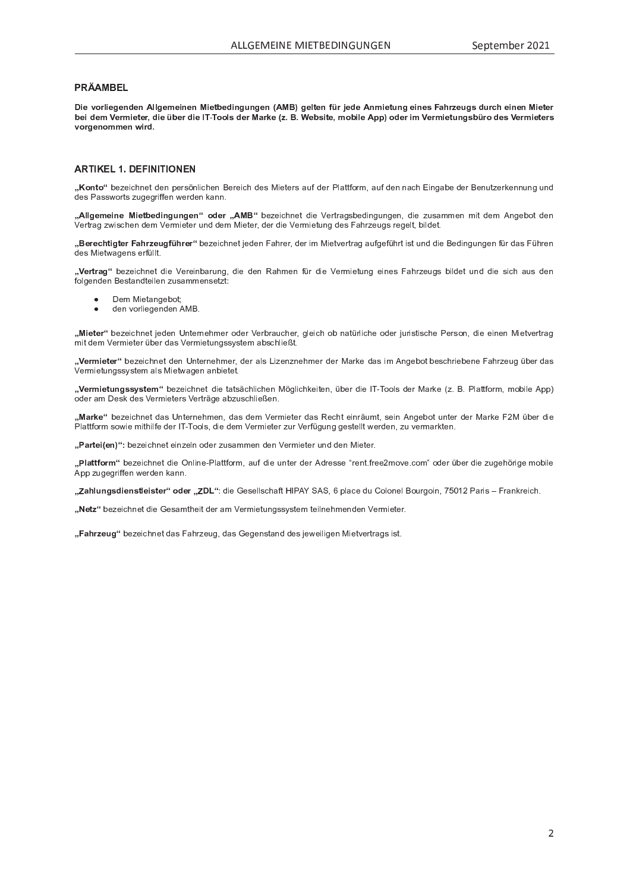## PRÄAMBEL

**Die vorliegenden Allgemeinen Mietbedingungen (AMB) gelten für jede Anmietung eines Fahrzeugs durch einen Mieter bei dem Vermieter, die über die IT-Tools der Marke (z. B. Website, mobile App) oder im Vermietungsbüro des Vermieters vorgenommen wird.**

## ARTIKEL 1. DEFINITIONEN

**„Konto“** bezeichnet den persönlichen Bereich des Mieters auf der Plattform, auf den nach Eingabe der Benutzerkennung und des Passworts zugegriffen werden kann.

**„Allgemeine Mietbedingungen“ oder „AMB“** bezeichnet die Vertragsbedingungen, die zusammen mit dem Angebot den Vertrag zwischen dem Vermieter und dem Mieter, der die Vermietung des Fahrzeugs regelt, bildet.

**„Berechtigter Fahrzeugführer“** bezeichnet jeden Fahrer, der im Mietvertrag aufgeführt ist und die Bedingungen für das Führen des Mietwagens erfüllt.

**„Vertrag“** bezeichnet die Vereinbarung, die den Rahmen für die Vermietung eines Fahrzeugs bildet und die sich aus den folgenden Bestandteilen zusammensetzt:

- Dem Mietangebot;
- den vorliegenden AMB.

**„Mieter“** bezeichnet jeden Unternehmer oder Verbraucher, gleich ob natürliche oder juristische Person, die einen Mietvertrag mit dem Vermieter über das Vermietungssystem abschließt.

**„Vermieter“** bezeichnet den Unternehmer, der als Lizenznehmer der Marke das im Angebot beschriebene Fahrzeug über das Vermietungssystem als Mietwagen anbietet.

**„Vermietungssystem“** bezeichnet die tatsächlichen Möglichkeiten, über die IT-Tools der Marke (z. B. Plattform, mobile App) oder am Desk des Vermieters Verträge abzuschließen.

**„Marke“** bezeichnet das Unternehmen, das dem Vermieter das Recht einräumt, sein Angebot unter der Marke F2M über die Plattform sowie mithilfe der IT-Tools, die dem Vermieter zur Verfügung gestellt werden, zu vermarkten.

**„Partei(en)“:** bezeichnet einzeln oder zusammen den Vermieter und den Mieter.

**„Plattform“** bezeichnet die Online-Plattform, auf die unter der Adresse "rent.free2move.com" oder über die zugehörige mobile App zugegriffen werden kann.

**„Zahlungsdienstleister“ oder „ZDL“**: die Gesellschaft HIPAY SAS, 6 place du Colonel Bourgoin, 75012 Paris – Frankreich.

**„Netz“** bezeichnet die Gesamtheit der am Vermietungssystem teilnehmenden Vermieter.

**„Fahrzeug“** bezeichnet das Fahrzeug, das Gegenstand des jeweiligen Mietvertrags ist.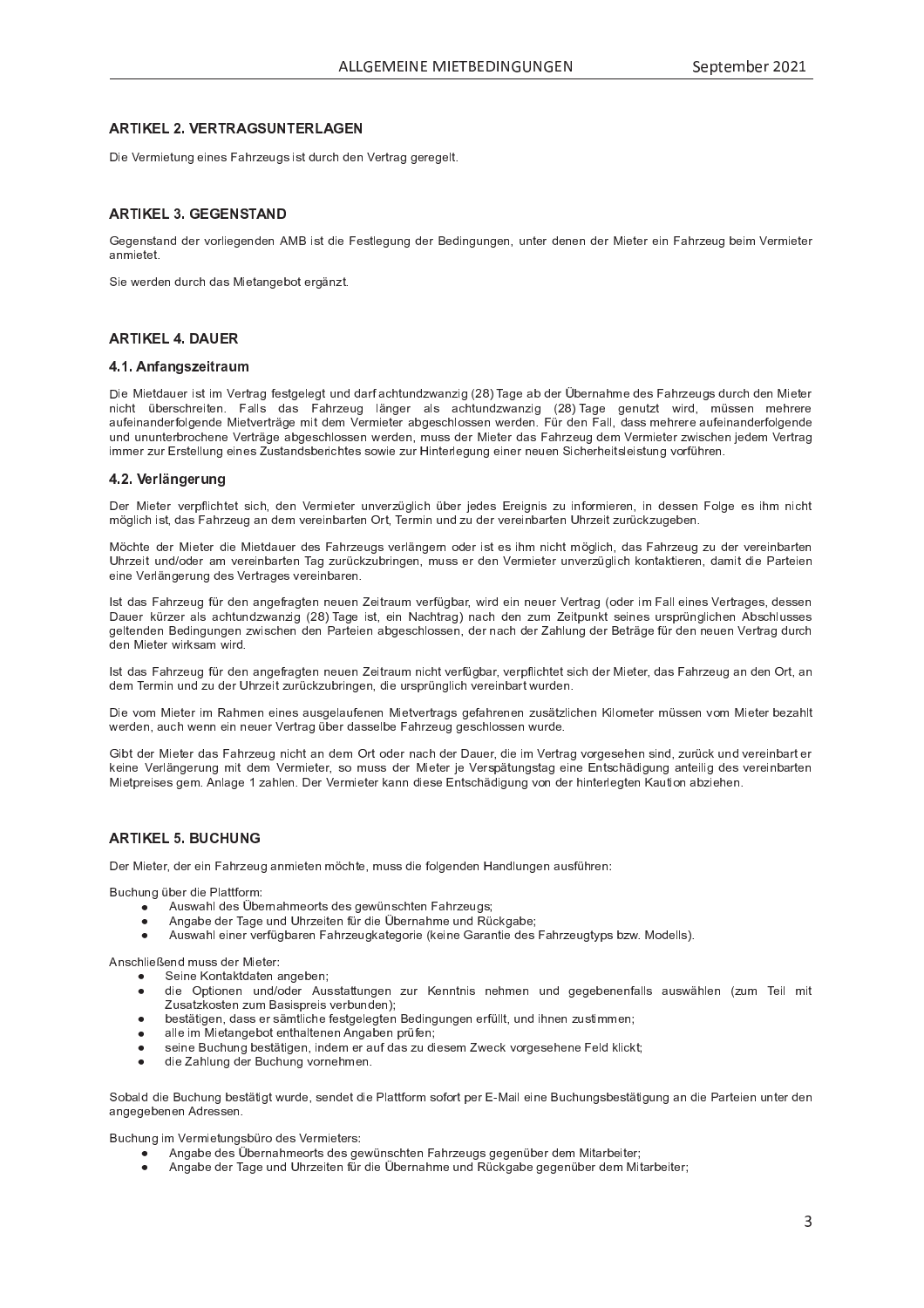## ARTIKEL 2. VERTRAGSUNTERLAGEN

Die Vermietung eines Fahrzeugs ist durch den Vertrag geregelt.

## ARTIKEL 3. GEGENSTAND

Gegenstand der vorliegenden AMB ist die Festlegung der Bedingungen, unter denen der Mieter ein Fahrzeug beim Vermieter anmietet.

Sie werden durch das Mietangebot ergänzt.

## ARTIKEL 4. DAUER

### 4.1. Anfangszeitraum

Die Mietdauer ist im Vertrag festgelegt und darf achtundzwanzig (28) Tage ab der Übernahme des Fahrzeugs durch den Mieter nicht überschreiten. Falls das Fahrzeug länger als achtundzwanzig (28) Tage genutzt wird, müssen mehrere aufeinanderfolgende Mietverträge mit dem Vermieter abgeschlossen werden. Für den Fall, dass mehrere aufeinanderfolgende und ununterbrochene Verträge abgeschlossen werden, muss der Mieter das Fahrzeug dem Vermieter zwischen jedem Vertrag immer zur Erstellung eines Zustandsberichtes sowie zur Hinterlegung einer neuen Sicherheitsleistung vorführen.

### 4.2. Verlängerung

Der Mieter verpflichtet sich, den Vermieter unverzüglich über jedes Ereignis zu informieren, in dessen Folge es ihm nicht möglich ist, das Fahrzeug an dem vereinbarten Ort, Termin und zu der vereinbarten Uhrzeit zurückzugeben.

Möchte der Mieter die Mietdauer des Fahrzeugs verlängern oder ist es ihm nicht möglich, das Fahrzeug zu der vereinbarten Uhrzeit und/oder am vereinbarten Tag zurückzubringen, muss er den Vermieter unverzüglich kontaktieren, damit die Parteien eine Verlängerung des Vertrages vereinbaren.

Ist das Fahrzeug für den angefragten neuen Zeitraum verfügbar, wird ein neuer Vertrag (oder im Fall eines Vertrages, dessen Dauer kürzer als achtundzwanzig (28) Tage ist, ein Nachtrag) nach den zum Zeitpunkt seines ursprünglichen Abschlusses geltenden Bedingungen zwischen den Parteien abgeschlossen, der nach der Zahlung der Beträge für den neuen Vertrag durch den Mieter wirksam wird.

Ist das Fahrzeug für den angefragten neuen Zeitraum nicht verfügbar, verpflichtet sich der Mieter, das Fahrzeug an den Ort, an dem Termin und zu der Uhrzeit zurückzubringen, die ursprünglich vereinbart wurden.

Die vom Mieter im Rahmen eines ausgelaufenen Mietvertrags gefahrenen zusätzlichen Kilometer müssen vom Mieter bezahlt werden, auch wenn ein neuer Vertrag über dasselbe Fahrzeug geschlossen wurde.

Gibt der Mieter das Fahrzeug nicht an dem Ort oder nach der Dauer, die im Vertrag vorgesehen sind, zurück und vereinbart er keine Verlängerung mit dem Vermieter, so muss der Mieter je Verspätungstag eine Entschädigung anteilig des vereinbarten Mietpreises gem. Anlage 1 zahlen. Der Vermieter kann diese Entschädigung von der hinterlegten Kaution abziehen.

## ARTIKEL 5. BUCHUNG

Der Mieter, der ein Fahrzeug anmieten möchte, muss die folgenden Handlungen ausführen:

Buchung über die Plattform:

- Auswahl des Übernahmeorts des gewünschten Fahrzeugs;
- Angabe der Tage und Uhrzeiten für die Übernahme und Rückgabe;
- Auswahl einer verfügbaren Fahrzeugkategorie (keine Garantie des Fahrzeugtyps bzw. Modells).

Anschließend muss der Mieter:

- Seine Kontaktdaten angeben;
- die Optionen und/oder Ausstattungen zur Kenntnis nehmen und gegebenenfalls auswählen (zum Teil mit Zusatzkosten zum Basispreis verbunden);
- bestätigen, dass er sämtliche festgelegten Bedingungen erfüllt, und ihnen zustimmen;
- alle im Mietangebot enthaltenen Angaben prüfen;
- seine Buchung bestätigen, indem er auf das zu diesem Zweck vorgesehene Feld klickt;
- die Zahlung der Buchung vornehmen.

Sobald die Buchung bestätigt wurde, sendet die Plattform sofort per E-Mail eine Buchungsbestätigung an die Parteien unter den angegebenen Adressen.

Buchung im Vermietungsbüro des Vermieters:

- Angabe des Übernahmeorts des gewünschten Fahrzeugs gegenüber dem Mitarbeiter;
- Angabe der Tage und Uhrzeiten für die Übernahme und Rückgabe gegenüber dem Mitarbeiter;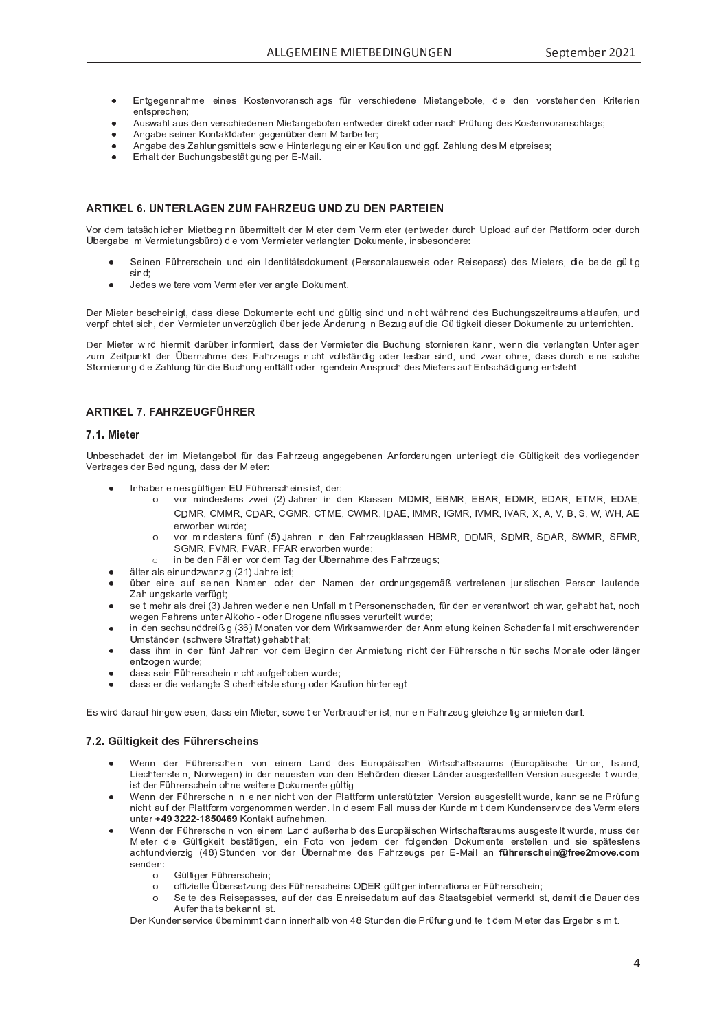- Entgegennahme eines Kostenvoranschlags für verschiedene Mietangebote, die den vorstehenden Kriterien entsprechen;
- Auswahl aus den verschiedenen Mietangeboten entweder direkt oder nach Prüfung des Kostenvoranschlags;
- Angabe seiner Kontaktdaten gegenüber dem Mitarbeiter;
- Angabe des Zahlungsmittels sowie Hinterlegung einer Kaution und ggf. Zahlung des Mietpreises;
- Erhalt der Buchungsbestätigung per E-Mail.

## ARTIKEL 6. UNTERLAGEN ZUM FAHRZEUG UND ZU DEN PARTEIEN

Vor dem tatsächlichen Mietbeginn übermittelt der Mieter dem Vermieter (entweder durch Upload auf der Plattform oder durch Übergabe im Vermietungsbüro) die vom Vermieter verlangten Dokumente, insbesondere:

- Seinen Führerschein und ein Identitätsdokument (Personalausweis oder Reisepass) des Mieters, die beide gültig sind;
- Jedes weitere vom Vermieter verlangte Dokument.

Der Mieter bescheinigt, dass diese Dokumente echt und gültig sind und nicht während des Buchungszeitraums ablaufen, und verpflichtet sich, den Vermieter unverzüglich über jede Änderung in Bezug auf die Gültigkeit dieser Dokumente zu unterrichten.

Der Mieter wird hiermit darüber informiert, dass der Vermieter die Buchung stornieren kann, wenn die verlangten Unterlagen zum Zeitpunkt der Übernahme des Fahrzeugs nicht vollständig oder lesbar sind, und zwar ohne, dass durch eine solche Stornierung die Zahlung für die Buchung entfällt oder irgendein Anspruch des Mieters auf Entschädigung entsteht.

## ARTIKEL 7. FAHRZEUGFÜHRER

### 7.1. Mieter

Unbeschadet der im Mietangebot für das Fahrzeug angegebenen Anforderungen unterliegt die Gültigkeit des vorliegenden Vertrages der Bedingung, dass der Mieter:

- Inhaber eines gültigen EU-Führerscheins ist, der:
  - vor mindestens zwei (2) Jahren in den Klassen MDMR, EBMR, EBAR, EDMR, EDAR, ETMR, EDAE, CDMR, CMMR, CDAR, CGMR, CTME, CWMR, IDAE, IMMR, IGMR, IVMR, IVAR, X, A, V, B, S, W, WH, AE erworben wurde;
  - vor mindestens fünf (5) Jahren in den Fahrzeugklassen HBMR, DDMR, SDMR, SDAR, SWMR, SFMR, SGMR, FVMR, FVAR, FFAR erworben wurde;
  - in beiden Fällen vor dem Tag der Übernahme des Fahrzeugs;
- älter als einundzwanzig (21) Jahre ist;
- über eine auf seinen Namen oder den Namen der ordnungsgemäß vertretenen juristischen Person lautende Zahlungskarte verfügt;
- seit mehr als drei (3) Jahren weder einen Unfall mit Personenschaden, für den er verantwortlich war, gehabt hat, noch wegen Fahrens unter Alkohol- oder Drogeneinflusses verurteilt wurde;
- in den sechsunddreißig (36) Monaten vor dem Wirksamwerden der Anmietung keinen Schadenfall mit erschwerenden Umständen (schwere Straftat) gehabt hat;
- dass ihm in den fünf Jahren vor dem Beginn der Anmietung nicht der Führerschein für sechs Monate oder länger entzogen wurde;
- dass sein Führerschein nicht aufgehoben wurde;
- dass er die verlangte Sicherheitsleistung oder Kaution hinterlegt.

Es wird darauf hingewiesen, dass ein Mieter, soweit er Verbraucher ist, nur ein Fahrzeug gleichzeitig anmieten darf.

### 7.2. Gültigkeit des Führerscheins

- Wenn der Führerschein von einem Land des Europäischen Wirtschaftsraums (Europäische Union, Island, Liechtenstein, Norwegen) in der neuesten von den Behörden dieser Länder ausgestellten Version ausgestellt wurde, ist der Führerschein ohne weitere Dokumente gültig.
- Wenn der Führerschein in einer nicht von der Plattform unterstützten Version ausgestellt wurde, kann seine Prüfung nicht auf der Plattform vorgenommen werden. In diesem Fall muss der Kunde mit dem Kundenservice des Vermieters unter **+49 3222-1850469** Kontakt aufnehmen.
- Wenn der Führerschein von einem Land außerhalb des Europäischen Wirtschaftsraums ausgestellt wurde, muss der Mieter die Gültigkeit bestätigen, ein Foto von jedem der folgenden Dokumente erstellen und sie spätestens achtundvierzig (48) Stunden vor der Übernahme des Fahrzeugs per E-Mail an **führerschein@free2move.com** senden:
  - Gültiger Führerschein;
  - offizielle Übersetzung des Führerscheins ODER gültiger internationaler Führerschein;
  - Seite des Reisepasses, auf der das Einreisedatum auf das Staatsgebiet vermerkt ist, damit die Dauer des Aufenthalts bekannt ist.

  Der Kundenservice übernimmt dann innerhalb von 48 Stunden die Prüfung und teilt dem Mieter das Ergebnis mit.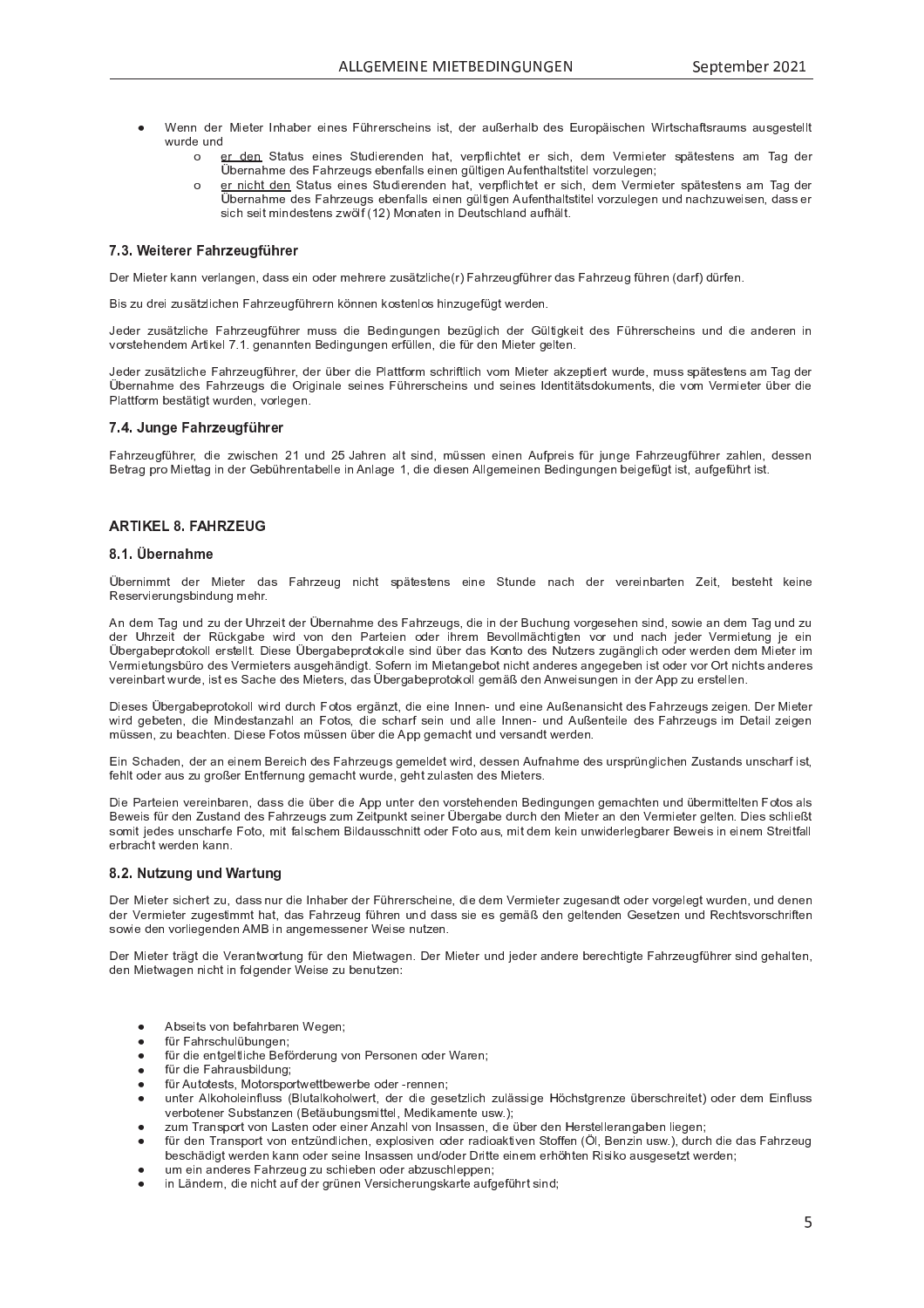- Wenn der Mieter Inhaber eines Führerscheins ist, der außerhalb des Europäischen Wirtschaftsraums ausgestellt wurde und
  - o <u>er den</u> Status eines Studierenden hat, verpflichtet er sich, dem Vermieter spätestens am Tag der Übernahme des Fahrzeugs ebenfalls einen gültigen Aufenthaltstitel vorzulegen;
  - o <u>er nicht den</u> Status eines Studierenden hat, verpflichtet er sich, dem Vermieter spätestens am Tag der Übernahme des Fahrzeugs ebenfalls einen gültigen Aufenthaltstitel vorzulegen und nachzuweisen, dass er sich seit mindestens zwölf (12) Monaten in Deutschland aufhält.

### 7.3. Weiterer Fahrzeugführer

Der Mieter kann verlangen, dass ein oder mehrere zusätzliche(r) Fahrzeugführer das Fahrzeug führen (darf) dürfen.

Bis zu drei zusätzlichen Fahrzeugführern können kostenlos hinzugefügt werden.

Jeder zusätzliche Fahrzeugführer muss die Bedingungen bezüglich der Gültigkeit des Führerscheins und die anderen in vorstehendem Artikel 7.1. genannten Bedingungen erfüllen, die für den Mieter gelten.

Jeder zusätzliche Fahrzeugführer, der über die Plattform schriftlich vom Mieter akzeptiert wurde, muss spätestens am Tag der Übernahme des Fahrzeugs die Originale seines Führerscheins und seines Identitätsdokuments, die vom Vermieter über die Plattform bestätigt wurden, vorlegen.

### 7.4. Junge Fahrzeugführer

Fahrzeugführer, die zwischen 21 und 25 Jahren alt sind, müssen einen Aufpreis für junge Fahrzeugführer zahlen, dessen Betrag pro Miettag in der Gebührentabelle in Anlage 1, die diesen Allgemeinen Bedingungen beigefügt ist, aufgeführt ist.

## ARTIKEL 8. FAHRZEUG

### 8.1. Übernahme

Übernimmt der Mieter das Fahrzeug nicht spätestens eine Stunde nach der vereinbarten Zeit, besteht keine Reservierungsbindung mehr.

An dem Tag und zu der Uhrzeit der Übernahme des Fahrzeugs, die in der Buchung vorgesehen sind, sowie an dem Tag und zu der Uhrzeit der Rückgabe wird von den Parteien oder ihrem Bevollmächtigten vor und nach jeder Vermietung je ein Übergabeprotokoll erstellt. Diese Übergabeprotokolle sind über das Konto des Nutzers zugänglich oder werden dem Mieter im Vermietungsbüro des Vermieters ausgehändigt. Sofern im Mietangebot nicht anderes angegeben ist oder vor Ort nichts anderes vereinbart wurde, ist es Sache des Mieters, das Übergabeprotokoll gemäß den Anweisungen in der App zu erstellen.

Dieses Übergabeprotokoll wird durch Fotos ergänzt, die eine Innen- und eine Außenansicht des Fahrzeugs zeigen. Der Mieter wird gebeten, die Mindestanzahl an Fotos, die scharf sein und alle Innen- und Außenteile des Fahrzeugs im Detail zeigen müssen, zu beachten. Diese Fotos müssen über die App gemacht und versandt werden.

Ein Schaden, der an einem Bereich des Fahrzeugs gemeldet wird, dessen Aufnahme des ursprünglichen Zustands unscharf ist, fehlt oder aus zu großer Entfernung gemacht wurde, geht zulasten des Mieters.

Die Parteien vereinbaren, dass die über die App unter den vorstehenden Bedingungen gemachten und übermittelten Fotos als Beweis für den Zustand des Fahrzeugs zum Zeitpunkt seiner Übergabe durch den Mieter an den Vermieter gelten. Dies schließt somit jedes unscharfe Foto, mit falschem Bildausschnitt oder Foto aus, mit dem kein unwiderlegbarer Beweis in einem Streitfall erbracht werden kann.

### 8.2. Nutzung und Wartung

Der Mieter sichert zu, dass nur die Inhaber der Führerscheine, die dem Vermieter zugesandt oder vorgelegt wurden, und denen der Vermieter zugestimmt hat, das Fahrzeug führen und dass sie es gemäß den geltenden Gesetzen und Rechtsvorschriften sowie den vorliegenden AMB in angemessener Weise nutzen.

Der Mieter trägt die Verantwortung für den Mietwagen. Der Mieter und jeder andere berechtigte Fahrzeugführer sind gehalten, den Mietwagen nicht in folgender Weise zu benutzen:

- Abseits von befahrbaren Wegen;
- für Fahrschulübungen;
- für die entgeltliche Beförderung von Personen oder Waren;
- für die Fahrausbildung;
- für Autotests, Motorsportwettbewerbe oder -rennen;
- unter Alkoholeinfluss (Blutalkoholwert, der die gesetzlich zulässige Höchstgrenze überschreitet) oder dem Einfluss verbotener Substanzen (Betäubungsmittel, Medikamente usw.);
- zum Transport von Lasten oder einer Anzahl von Insassen, die über den Herstellerangaben liegen;
- für den Transport von entzündlichen, explosiven oder radioaktiven Stoffen (Öl, Benzin usw.), durch die das Fahrzeug beschädigt werden kann oder seine Insassen und/oder Dritte einem erhöhten Risiko ausgesetzt werden;
- um ein anderes Fahrzeug zu schieben oder abzuschleppen;
- in Ländern, die nicht auf der grünen Versicherungskarte aufgeführt sind;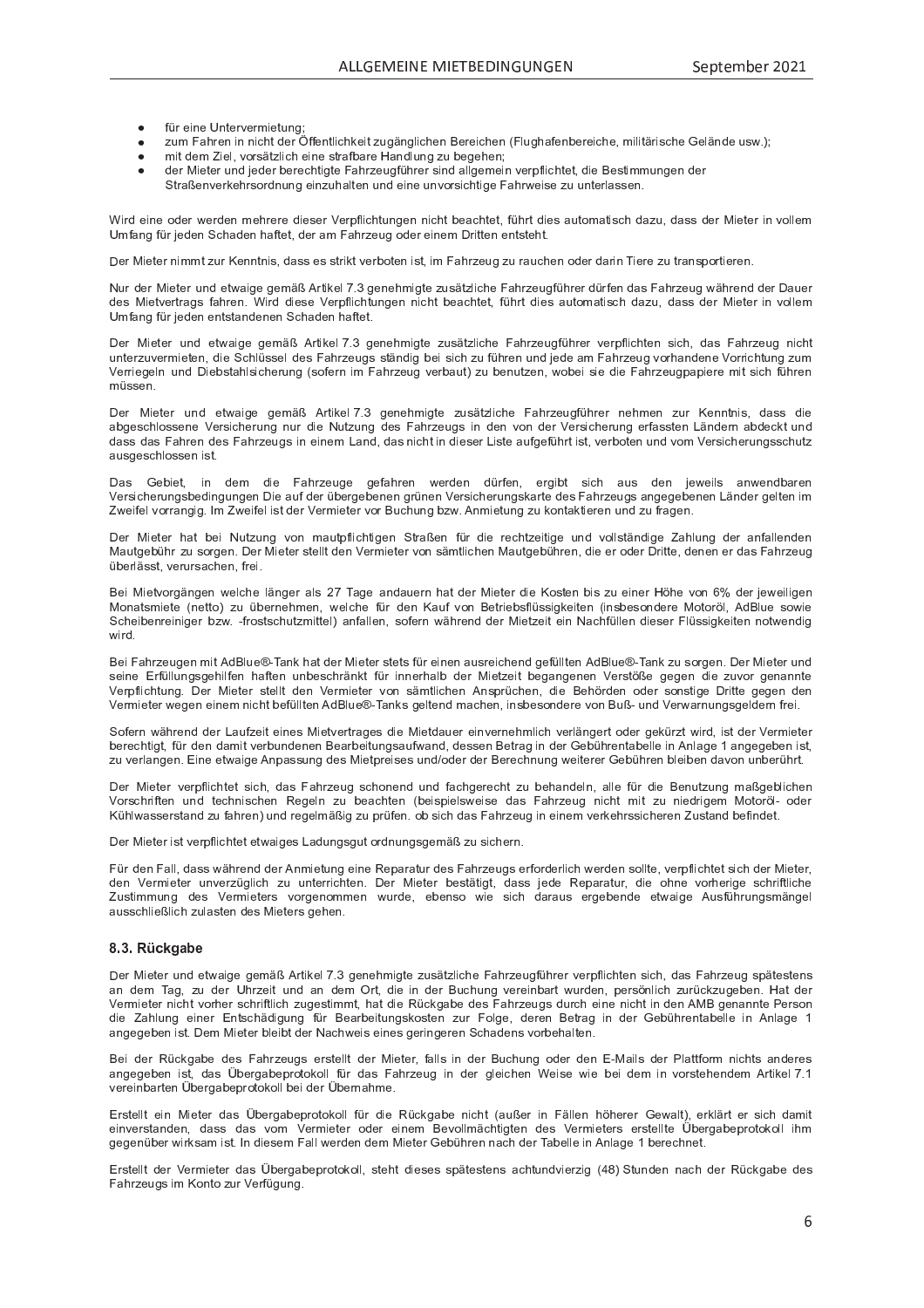- für eine Untervermietung;
- zum Fahren in nicht der Öffentlichkeit zugänglichen Bereichen (Flughafenbereiche, militärische Gelände usw.);
- mit dem Ziel, vorsätzlich eine strafbare Handlung zu begehen;
- der Mieter und jeder berechtigte Fahrzeugführer sind allgemein verpflichtet, die Bestimmungen der Straßenverkehrsordnung einzuhalten und eine unvorsichtige Fahrweise zu unterlassen.

Wird eine oder werden mehrere dieser Verpflichtungen nicht beachtet, führt dies automatisch dazu, dass der Mieter in vollem Umfang für jeden Schaden haftet, der am Fahrzeug oder einem Dritten entsteht.

Der Mieter nimmt zur Kenntnis, dass es strikt verboten ist, im Fahrzeug zu rauchen oder darin Tiere zu transportieren.

Nur der Mieter und etwaige gemäß Artikel 7.3 genehmigte zusätzliche Fahrzeugführer dürfen das Fahrzeug während der Dauer des Mietvertrags fahren. Wird diese Verpflichtungen nicht beachtet, führt dies automatisch dazu, dass der Mieter in vollem Umfang für jeden entstandenen Schaden haftet.

Der Mieter und etwaige gemäß Artikel 7.3 genehmigte zusätzliche Fahrzeugführer verpflichten sich, das Fahrzeug nicht unterzuvermieten, die Schlüssel des Fahrzeugs ständig bei sich zu führen und jede am Fahrzeug vorhandene Vorrichtung zum Verriegeln und Diebstahlsicherung (sofern im Fahrzeug verbaut) zu benutzen, wobei sie die Fahrzeugpapiere mit sich führen müssen.

Der Mieter und etwaige gemäß Artikel 7.3 genehmigte zusätzliche Fahrzeugführer nehmen zur Kenntnis, dass die abgeschlossene Versicherung nur die Nutzung des Fahrzeugs in den von der Versicherung erfassten Ländern abdeckt und dass das Fahren des Fahrzeugs in einem Land, das nicht in dieser Liste aufgeführt ist, verboten und vom Versicherungsschutz ausgeschlossen ist.

Das Gebiet, in dem die Fahrzeuge gefahren werden dürfen, ergibt sich aus den jeweils anwendbaren Versicherungsbedingungen Die auf der übergebenen grünen Versicherungskarte des Fahrzeugs angegebenen Länder gelten im Zweifel vorrangig. Im Zweifel ist der Vermieter vor Buchung bzw. Anmietung zu kontaktieren und zu fragen.

Der Mieter hat bei Nutzung von mautpflichtigen Straßen für die rechtzeitige und vollständige Zahlung der anfallenden Mautgebühr zu sorgen. Der Mieter stellt den Vermieter von sämtlichen Mautgebühren, die er oder Dritte, denen er das Fahrzeug überlässt, verursachen, frei.

Bei Mietvorgängen welche länger als 27 Tage andauern hat der Mieter die Kosten bis zu einer Höhe von 6% der jeweiligen Monatsmiete (netto) zu übernehmen, welche für den Kauf von Betriebsflüssigkeiten (insbesondere Motoröl, AdBlue sowie Scheibenreiniger bzw. -frostschutzmittel) anfallen, sofern während der Mietzeit ein Nachfüllen dieser Flüssigkeiten notwendig wird.

Bei Fahrzeugen mit AdBlue®-Tank hat der Mieter stets für einen ausreichend gefüllten AdBlue®-Tank zu sorgen. Der Mieter und seine Erfüllungsgehilfen haften unbeschränkt für innerhalb der Mietzeit begangenen Verstöße gegen die zuvor genannte Verpflichtung. Der Mieter stellt den Vermieter von sämtlichen Ansprüchen, die Behörden oder sonstige Dritte gegen den Vermieter wegen einem nicht befüllten AdBlue®-Tanks geltend machen, insbesondere von Buß- und Verwarnungsgeldern frei.

Sofern während der Laufzeit eines Mietvertrages die Mietdauer einvernehmlich verlängert oder gekürzt wird, ist der Vermieter berechtigt, für den damit verbundenen Bearbeitungsaufwand, dessen Betrag in der Gebührentabelle in Anlage 1 angegeben ist, zu verlangen. Eine etwaige Anpassung des Mietpreises und/oder der Berechnung weiterer Gebühren bleiben davon unberührt.

Der Mieter verpflichtet sich, das Fahrzeug schonend und fachgerecht zu behandeln, alle für die Benutzung maßgeblichen Vorschriften und technischen Regeln zu beachten (beispielsweise das Fahrzeug nicht mit zu niedrigem Motoröl- oder Kühlwasserstand zu fahren) und regelmäßig zu prüfen. ob sich das Fahrzeug in einem verkehrssicheren Zustand befindet.

Der Mieter ist verpflichtet etwaiges Ladungsgut ordnungsgemäß zu sichern.

Für den Fall, dass während der Anmietung eine Reparatur des Fahrzeugs erforderlich werden sollte, verpflichtet sich der Mieter, den Vermieter unverzüglich zu unterrichten. Der Mieter bestätigt, dass jede Reparatur, die ohne vorherige schriftliche Zustimmung des Vermieters vorgenommen wurde, ebenso wie sich daraus ergebende etwaige Ausführungsmängel ausschließlich zulasten des Mieters gehen.

### 8.3. Rückgabe

Der Mieter und etwaige gemäß Artikel 7.3 genehmigte zusätzliche Fahrzeugführer verpflichten sich, das Fahrzeug spätestens an dem Tag, zu der Uhrzeit und an dem Ort, die in der Buchung vereinbart wurden, persönlich zurückzugeben. Hat der Vermieter nicht vorher schriftlich zugestimmt, hat die Rückgabe des Fahrzeugs durch eine nicht in den AMB genannte Person die Zahlung einer Entschädigung für Bearbeitungskosten zur Folge, deren Betrag in der Gebührentabelle in Anlage 1 angegeben ist. Dem Mieter bleibt der Nachweis eines geringeren Schadens vorbehalten.

Bei der Rückgabe des Fahrzeugs erstellt der Mieter, falls in der Buchung oder den E-Mails der Plattform nichts anderes angegeben ist, das Übergabeprotokoll für das Fahrzeug in der gleichen Weise wie bei dem in vorstehendem Artikel 7.1 vereinbarten Übergabeprotokoll bei der Übernahme.

Erstellt ein Mieter das Übergabeprotokoll für die Rückgabe nicht (außer in Fällen höherer Gewalt), erklärt er sich damit einverstanden, dass das vom Vermieter oder einem Bevollmächtigten des Vermieters erstellte Übergabeprotokoll ihm gegenüber wirksam ist. In diesem Fall werden dem Mieter Gebühren nach der Tabelle in Anlage 1 berechnet.

Erstellt der Vermieter das Übergabeprotokoll, steht dieses spätestens achtundvierzig (48) Stunden nach der Rückgabe des Fahrzeugs im Konto zur Verfügung.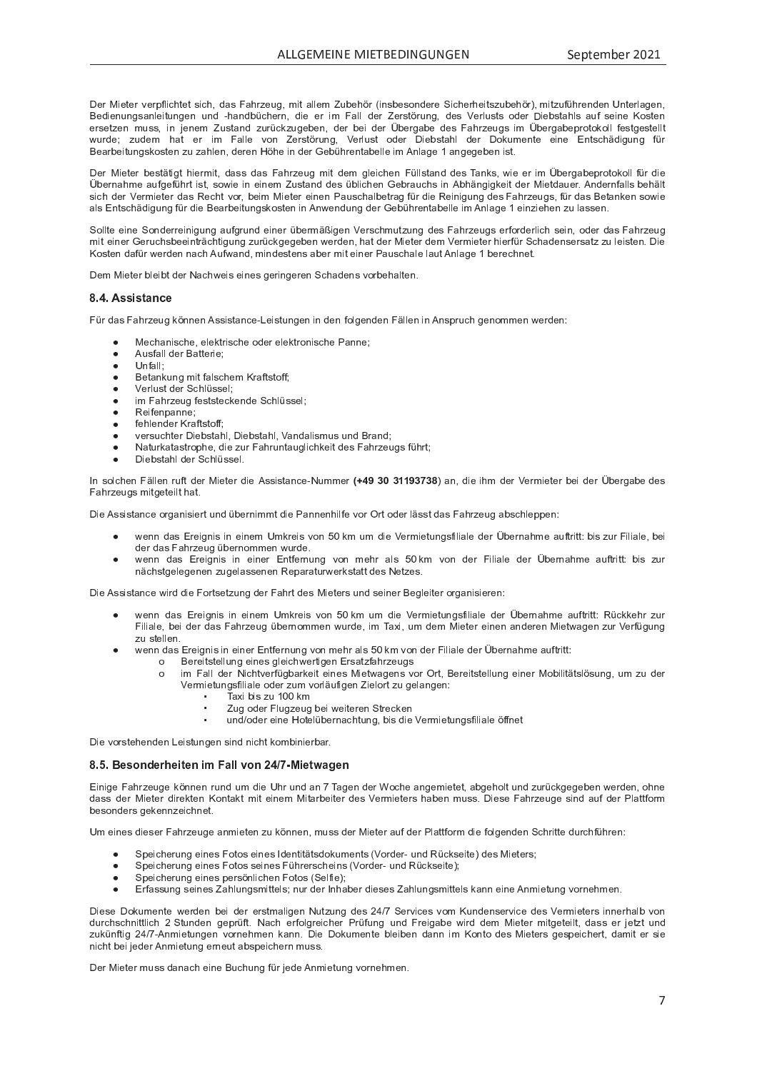Der Mieter verpflichtet sich, das Fahrzeug, mit allem Zubehör (insbesondere Sicherheitszubehör), mitzuführenden Unterlagen, Bedienungsanleitungen und -handbüchern, die er im Fall der Zerstörung, des Verlusts oder Diebstahls auf seine Kosten ersetzen muss, in jenem Zustand zurückzugeben, der bei der Übergabe des Fahrzeugs im Übergabeprotokoll festgestellt wurde; zudem hat er im Falle von Zerstörung, Verlust oder Diebstahl der Dokumente eine Entschädigung für Bearbeitungskosten zu zahlen, deren Höhe in der Gebührentabelle im Anlage 1 angegeben ist.

Der Mieter bestätigt hiermit, dass das Fahrzeug mit dem gleichen Füllstand des Tanks, wie er im Übergabeprotokoll für die Übernahme aufgeführt ist, sowie in einem Zustand des üblichen Gebrauchs in Abhängigkeit der Mietdauer. Andernfalls behält sich der Vermieter das Recht vor, beim Mieter einen Pauschalbetrag für die Reinigung des Fahrzeugs, für das Betanken sowie als Entschädigung für die Bearbeitungskosten in Anwendung der Gebührentabelle im Anlage 1 einziehen zu lassen.

Sollte eine Sonderreinigung aufgrund einer übermäßigen Verschmutzung des Fahrzeugs erforderlich sein, oder das Fahrzeug mit einer Geruchsbeeinträchtigung zurückgegeben werden, hat der Mieter dem Vermieter hierfür Schadensersatz zu leisten. Die Kosten dafür werden nach Aufwand, mindestens aber mit einer Pauschale laut Anlage 1 berechnet.

Dem Mieter bleibt der Nachweis eines geringeren Schadens vorbehalten.

### 8.4. Assistance

Für das Fahrzeug können Assistance-Leistungen in den folgenden Fällen in Anspruch genommen werden:

- Mechanische, elektrische oder elektronische Panne;
- Ausfall der Batterie;
- Unfall;
- Betankung mit falschem Kraftstoff;
- Verlust der Schlüssel;
- im Fahrzeug feststeckende Schlüssel;
- Reifenpanne;
- fehlender Kraftstoff;
- versuchter Diebstahl, Diebstahl, Vandalismus und Brand;
- Naturkatastrophe, die zur Fahruntauglichkeit des Fahrzeugs führt;
- Diebstahl der Schlüssel.

In solchen Fällen ruft der Mieter die Assistance-Nummer **(+49 30 31193738)** an, die ihm der Vermieter bei der Übergabe des Fahrzeugs mitgeteilt hat.

Die Assistance organisiert und übernimmt die Pannenhilfe vor Ort oder lässt das Fahrzeug abschleppen:

- wenn das Ereignis in einem Umkreis von 50 km um die Vermietungsfiliale der Übernahme auftritt: bis zur Filiale, bei der das Fahrzeug übernommen wurde.
- wenn das Ereignis in einer Entfernung von mehr als 50 km von der Filiale der Übernahme auftritt: bis zur nächstgelegenen zugelassenen Reparaturwerkstatt des Netzes.

Die Assistance wird die Fortsetzung der Fahrt des Mieters und seiner Begleiter organisieren:

- wenn das Ereignis in einem Umkreis von 50 km um die Vermietungsfiliale der Übernahme auftritt: Rückkehr zur Filiale, bei der das Fahrzeug übernommen wurde, im Taxi, um dem Mieter einen anderen Mietwagen zur Verfügung zu stellen.
- wenn das Ereignis in einer Entfernung von mehr als 50 km von der Filiale der Übernahme auftritt:
  - Bereitstellung eines gleichwertigen Ersatzfahrzeugs
  - im Fall der Nichtverfügbarkeit eines Mietwagens vor Ort, Bereitstellung einer Mobilitätslösung, um zu der Vermietungsfiliale oder zum vorläufigen Zielort zu gelangen:
    - Taxi bis zu 100 km
    - Zug oder Flugzeug bei weiteren Strecken
    - und/oder eine Hotelübernachtung, bis die Vermietungsfiliale öffnet

Die vorstehenden Leistungen sind nicht kombinierbar.

### 8.5. Besonderheiten im Fall von 24/7-Mietwagen

Einige Fahrzeuge können rund um die Uhr und an 7 Tagen der Woche angemietet, abgeholt und zurückgegeben werden, ohne dass der Mieter direkten Kontakt mit einem Mitarbeiter des Vermieters haben muss. Diese Fahrzeuge sind auf der Plattform besonders gekennzeichnet.

Um eines dieser Fahrzeuge anmieten zu können, muss der Mieter auf der Plattform die folgenden Schritte durchführen:

- Speicherung eines Fotos eines Identitätsdokuments (Vorder- und Rückseite) des Mieters;
- Speicherung eines Fotos seines Führerscheins (Vorder- und Rückseite);
- Speicherung eines persönlichen Fotos (Selfie);
- Erfassung seines Zahlungsmittels; nur der Inhaber dieses Zahlungsmittels kann eine Anmietung vornehmen.

Diese Dokumente werden bei der erstmaligen Nutzung des 24/7 Services vom Kundenservice des Vermieters innerhalb von durchschnittlich 2 Stunden geprüft. Nach erfolgreicher Prüfung und Freigabe wird dem Mieter mitgeteilt, dass er jetzt und zukünftig 24/7-Anmietungen vornehmen kann. Die Dokumente bleiben dann im Konto des Mieters gespeichert, damit er sie nicht bei jeder Anmietung erneut abspeichern muss.

Der Mieter muss danach eine Buchung für jede Anmietung vornehmen.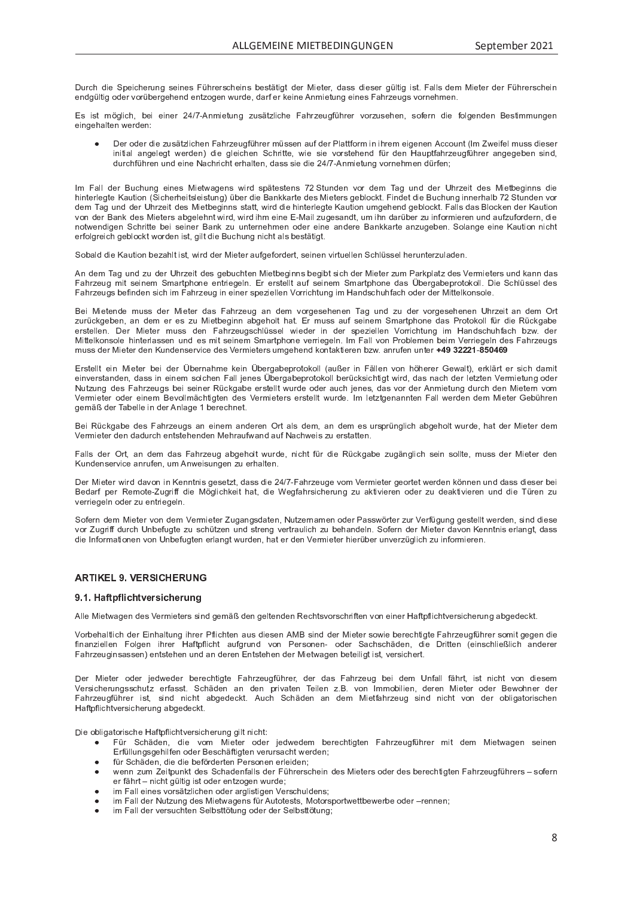Durch die Speicherung seines Führerscheins bestätigt der Mieter, dass dieser gültig ist. Falls dem Mieter der Führerschein endgültig oder vorübergehend entzogen wurde, darf er keine Anmietung eines Fahrzeugs vornehmen.

Es ist möglich, bei einer 24/7-Anmietung zusätzliche Fahrzeugführer vorzusehen, sofern die folgenden Bestimmungen eingehalten werden:

- Der oder die zusätzlichen Fahrzeugführer müssen auf der Plattform in ihrem eigenen Account (Im Zweifel muss dieser initial angelegt werden) die gleichen Schritte, wie sie vorstehend für den Hauptfahrzeugführer angegeben sind, durchführen und eine Nachricht erhalten, dass sie die 24/7-Anmietung vornehmen dürfen;

Im Fall der Buchung eines Mietwagens wird spätestens 72 Stunden vor dem Tag und der Uhrzeit des Mietbeginns die hinterlegte Kaution (Sicherheitsleistung) über die Bankkarte des Mieters geblockt. Findet die Buchung innerhalb 72 Stunden vor dem Tag und der Uhrzeit des Mietbeginns statt, wird die hinterlegte Kaution umgehend geblockt. Falls das Blocken der Kaution von der Bank des Mieters abgelehnt wird, wird ihm eine E-Mail zugesandt, um ihn darüber zu informieren und aufzufordern, die notwendigen Schritte bei seiner Bank zu unternehmen oder eine andere Bankkarte anzugeben. Solange eine Kaution nicht erfolgreich geblockt worden ist, gilt die Buchung nicht als bestätigt.

Sobald die Kaution bezahlt ist, wird der Mieter aufgefordert, seinen virtuellen Schlüssel herunterzuladen.

An dem Tag und zu der Uhrzeit des gebuchten Mietbeginns begibt sich der Mieter zum Parkplatz des Vermieters und kann das Fahrzeug mit seinem Smartphone entriegeln. Er erstellt auf seinem Smartphone das Übergabeprotokoll. Die Schlüssel des Fahrzeugs befinden sich im Fahrzeug in einer speziellen Vorrichtung im Handschuhfach oder der Mittelkonsole.

Bei Mietende muss der Mieter das Fahrzeug an dem vorgesehenen Tag und zu der vorgesehenen Uhrzeit an dem Ort zurückgeben, an dem er es zu Mietbeginn abgeholt hat. Er muss auf seinem Smartphone das Protokoll für die Rückgabe erstellen. Der Mieter muss den Fahrzeugschlüssel wieder in der speziellen Vorrichtung im Handschuhfach bzw. der Mittelkonsole hinterlassen und es mit seinem Smartphone verriegeln. Im Fall von Problemen beim Verriegeln des Fahrzeugs muss der Mieter den Kundenservice des Vermieters umgehend kontaktieren bzw. anrufen unter **+49 32221-850469**

Erstellt ein Mieter bei der Übernahme kein Übergabeprotokoll (außer in Fällen von höherer Gewalt), erklärt er sich damit einverstanden, dass in einem solchen Fall jenes Übergabeprotokoll berücksichtigt wird, das nach der letzten Vermietung oder Nutzung des Fahrzeugs bei seiner Rückgabe erstellt wurde oder auch jenes, das vor der Anmietung durch den Mietern vom Vermieter oder einem Bevollmächtigten des Vermieters erstellt wurde. Im letztgenannten Fall werden dem Mieter Gebühren gemäß der Tabelle in der Anlage 1 berechnet.

Bei Rückgabe des Fahrzeugs an einem anderen Ort als dem, an dem es ursprünglich abgeholt wurde, hat der Mieter dem Vermieter den dadurch entstehenden Mehraufwand auf Nachweis zu erstatten.

Falls der Ort, an dem das Fahrzeug abgeholt wurde, nicht für die Rückgabe zugänglich sein sollte, muss der Mieter den Kundenservice anrufen, um Anweisungen zu erhalten.

Der Mieter wird davon in Kenntnis gesetzt, dass die 24/7-Fahrzeuge vom Vermieter geortet werden können und dass dieser bei Bedarf per Remote-Zugriff die Möglichkeit hat, die Wegfahrsicherung zu aktivieren oder zu deaktivieren und die Türen zu verriegeln oder zu entriegeln.

Sofern dem Mieter von dem Vermieter Zugangsdaten, Nutzernamen oder Passwörter zur Verfügung gestellt werden, sind diese vor Zugriff durch Unbefugte zu schützen und streng vertraulich zu behandeln. Sofern der Mieter davon Kenntnis erlangt, dass die Informationen von Unbefugten erlangt wurden, hat er den Vermieter hierüber unverzüglich zu informieren.

## ARTIKEL 9. VERSICHERUNG

### 9.1. Haftpflichtversicherung

Alle Mietwagen des Vermieters sind gemäß den geltenden Rechtsvorschriften von einer Haftpflichtversicherung abgedeckt.

Vorbehaltlich der Einhaltung ihrer Pflichten aus diesen AMB sind der Mieter sowie berechtigte Fahrzeugführer somit gegen die finanziellen Folgen ihrer Haftpflicht aufgrund von Personen- oder Sachschäden, die Dritten (einschließlich anderer Fahrzeuginsassen) entstehen und an deren Entstehen der Mietwagen beteiligt ist, versichert.

Der Mieter oder jedweder berechtigte Fahrzeugführer, der das Fahrzeug bei dem Unfall fährt, ist nicht von diesem Versicherungsschutz erfasst. Schäden an den privaten Teilen z.B. von Immobilien, deren Mieter oder Bewohner der Fahrzeugführer ist, sind nicht abgedeckt. Auch Schäden an dem Mietfahrzeug sind nicht von der obligatorischen Haftpflichtversicherung abgedeckt.

Die obligatorische Haftpflichtversicherung gilt nicht:

- Für Schäden, die vom Mieter oder jedwedem berechtigten Fahrzeugführer mit dem Mietwagen seinen Erfüllungsgehilfen oder Beschäftigten verursacht werden;
- für Schäden, die die beförderten Personen erleiden;
- wenn zum Zeitpunkt des Schadenfalls der Führerschein des Mieters oder des berechtigten Fahrzeugführers – sofern er fährt – nicht gültig ist oder entzogen wurde;
- im Fall eines vorsätzlichen oder arglistigen Verschuldens;
- im Fall der Nutzung des Mietwagens für Autotests, Motorsportwettbewerbe oder –rennen;
- im Fall der versuchten Selbsttötung oder der Selbsttötung;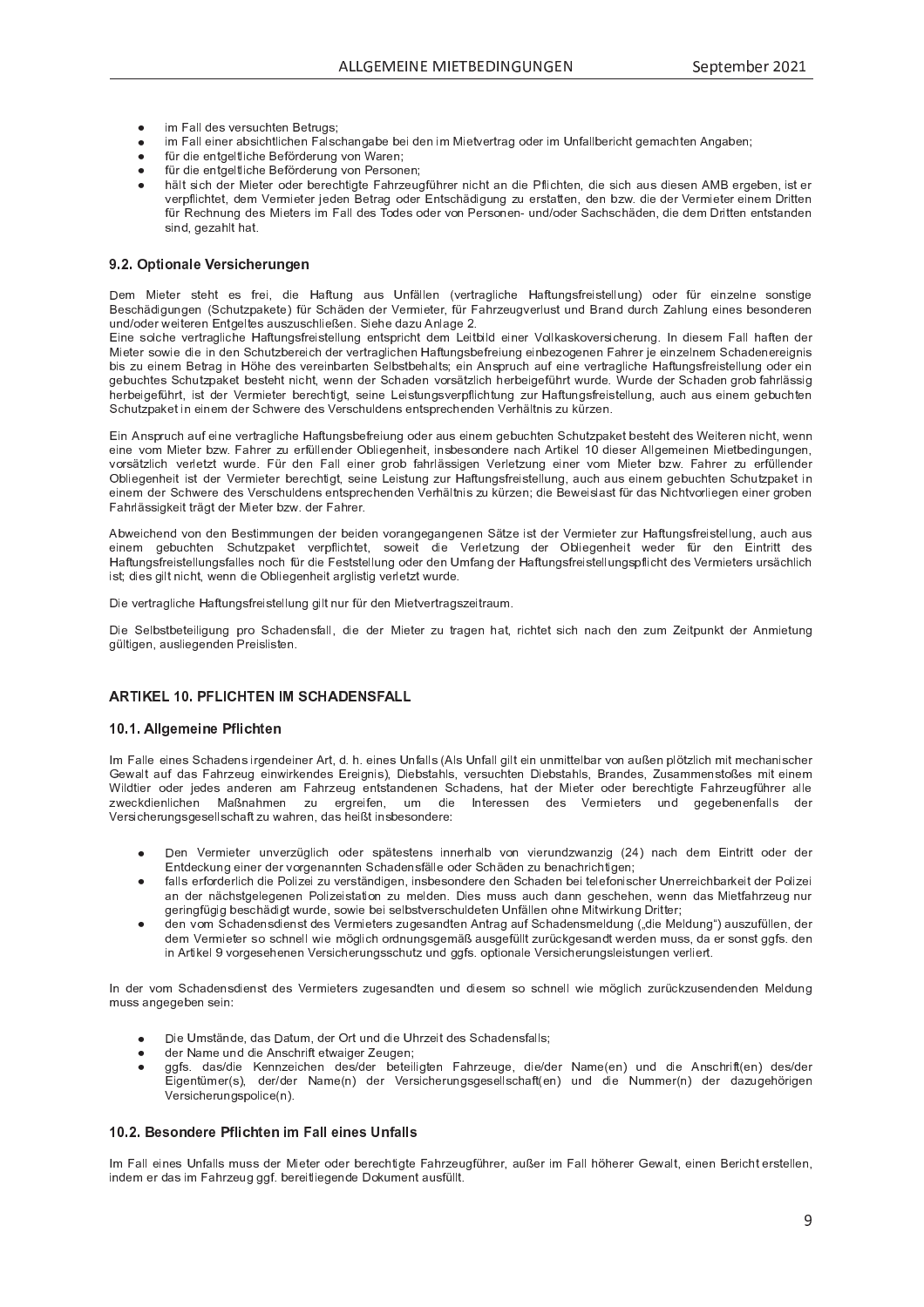- im Fall des versuchten Betrugs;
- im Fall einer absichtlichen Falschangabe bei den im Mietvertrag oder im Unfallbericht gemachten Angaben;
- für die entgeltliche Beförderung von Waren;
- für die entgeltliche Beförderung von Personen;
- hält sich der Mieter oder berechtigte Fahrzeugführer nicht an die Pflichten, die sich aus diesen AMB ergeben, ist er verpflichtet, dem Vermieter jeden Betrag oder Entschädigung zu erstatten, den bzw. die der Vermieter einem Dritten für Rechnung des Mieters im Fall des Todes oder von Personen- und/oder Sachschäden, die dem Dritten entstanden sind, gezahlt hat.

### 9.2. Optionale Versicherungen

Dem Mieter steht es frei, die Haftung aus Unfällen (vertragliche Haftungsfreistellung) oder für einzelne sonstige Beschädigungen (Schutzpakete) für Schäden der Vermieter, für Fahrzeugverlust und Brand durch Zahlung eines besonderen und/oder weiteren Entgeltes auszuschließen. Siehe dazu Anlage 2.
Eine solche vertragliche Haftungsfreistellung entspricht dem Leitbild einer Volkaskoversicherung. In diesem Fall haften der Mieter sowie die in den Schutzbereich der vertraglichen Haftungsbefreiung einbezogenen Fahrer je einzelnem Schadenereignis bis zu einem Betrag in Höhe des vereinbarten Selbstbehalts; ein Anspruch auf eine vertragliche Haftungsfreistellung oder ein gebuchtes Schutzpaket besteht nicht, wenn der Schaden vorsätzlich herbeigeführt wurde. Wurde der Schaden grob fahrlässig herbeigeführt, ist der Vermieter berechtigt, seine Leistungsverpflichtung zur Haftungsfreistellung, auch aus einem gebuchten Schutzpaket in einem der Schwere des Verschuldens entsprechenden Verhältnis zu kürzen.

Ein Anspruch auf eine vertragliche Haftungsbefreiung oder aus einem gebuchten Schutzpaket besteht des Weiteren nicht, wenn eine vom Mieter bzw. Fahrer zu erfüllender Obliegenheit, insbesondere nach Artikel 10 dieser Allgemeinen Mietbedingungen, vorsätzlich verletzt wurde. Für den Fall einer grob fahrlässigen Verletzung einer vom Mieter bzw. Fahrer zu erfüllender Obliegenheit ist der Vermieter berechtigt, seine Leistung zur Haftungsfreistellung, auch aus einem gebuchten Schutzpaket in einem der Schwere des Verschuldens entsprechenden Verhältnis zu kürzen; die Beweislast für das Nichtvorliegen einer groben Fahrlässigkeit trägt der Mieter bzw. der Fahrer.

Abweichend von den Bestimmungen der beiden vorangegangenen Sätze ist der Vermieter zur Haftungsfreistellung, auch aus einem gebuchten Schutzpaket verpflichtet, soweit die Verletzung der Obliegenheit weder für den Eintritt des Haftungsfreistellungsfalles noch für die Feststellung oder den Umfang der Haftungsfreistellungspflicht des Vermieters ursächlich ist; dies gilt nicht, wenn die Obliegenheit arglistig verletzt wurde.

Die vertragliche Haftungsfreistellung gilt nur für den Mietvertragszeitraum.

Die Selbstbeteiligung pro Schadensfall, die der Mieter zu tragen hat, richtet sich nach den zum Zeitpunkt der Anmietung gültigen, ausliegenden Preislisten.

## ARTIKEL 10. PFLICHTEN IM SCHADENSFALL

### 10.1. Allgemeine Pflichten

Im Falle eines Schadens irgendeiner Art, d. h. eines Unfalls (Als Unfall gilt ein unmittelbar von außen plötzlich mit mechanischer Gewalt auf das Fahrzeug einwirkendes Ereignis), Diebstahls, versuchten Diebstahls, Brandes, Zusammenstoßes mit einem Wildtier oder jedes anderen am Fahrzeug entstandenen Schadens, hat der Mieter oder berechtigte Fahrzeugführer alle zweckdienlichen Maßnahmen zu ergreifen, um die Interessen des Vermieters und gegebenenfalls der Versicherungsgesellschaft zu wahren, das heißt insbesondere:

- Den Vermieter unverzüglich oder spätestens innerhalb von vierundzwanzig (24) nach dem Eintritt oder der Entdeckung einer der vorgenannten Schadensfälle oder Schäden zu benachrichtigen;
- falls erforderlich die Polizei zu verständigen, insbesondere den Schaden bei telefonischer Unerreichbarkeit der Polizei an der nächstgelegenen Polizeistation zu melden. Dies muss auch dann geschehen, wenn das Mietfahrzeug nur geringfügig beschädigt wurde, sowie bei selbstverschuldeten Unfällen ohne Mitwirkung Dritter;
- den vom Schadensdienst des Vermieters zugesandten Antrag auf Schadensmeldung („die Meldung") auszufüllen, der dem Vermieter so schnell wie möglich ordnungsgemäß ausgefüllt zurückgesandt werden muss, da er sonst ggfs. den in Artikel 9 vorgesehenen Versicherungsschutz und ggfs. optionale Versicherungsleistungen verliert.

In der vom Schadensdienst des Vermieters zugesandten und diesem so schnell wie möglich zurückzusendenden Meldung muss angegeben sein:

- Die Umstände, das Datum, der Ort und die Uhrzeit des Schadensfalls;
- der Name und die Anschrift etwaiger Zeugen;
- ggfs. das/die Kennzeichen des/der beteiligten Fahrzeuge, die/der Name(en) und die Anschrift(en) des/der Eigentümer(s), der/der Name(n) der Versicherungsgesellschaft(en) und die Nummer(n) der dazugehörigen Versicherungspolice(n).

### 10.2. Besondere Pflichten im Fall eines Unfalls

Im Fall eines Unfalls muss der Mieter oder berechtigte Fahrzeugführer, außer im Fall höherer Gewalt, einen Bericht erstellen, indem er das im Fahrzeug ggf. bereitliegende Dokument ausfüllt.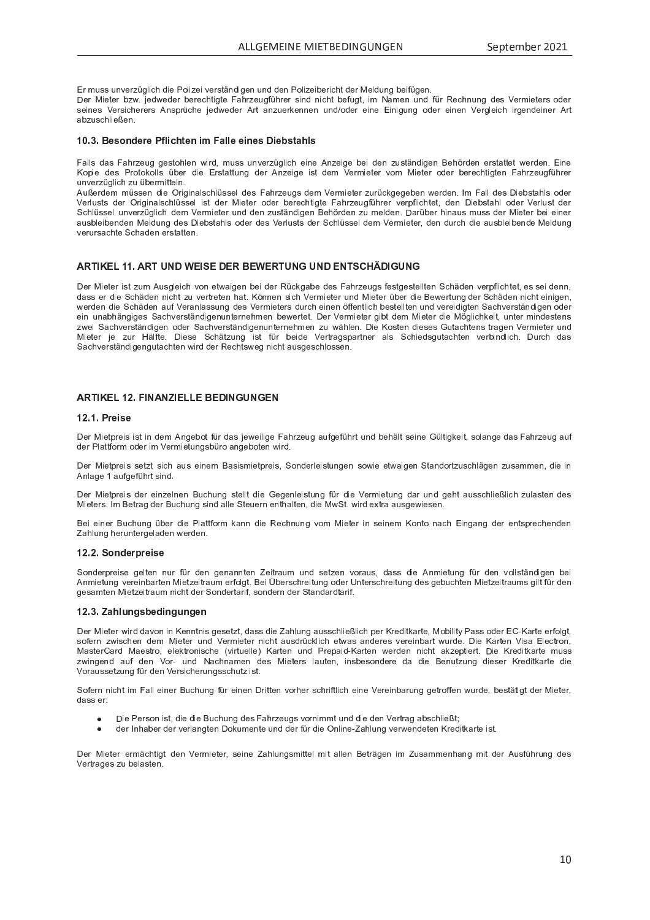Er muss unverzüglich die Polizei verständigen und den Polizeibericht der Meldung beifügen.
Der Mieter bzw. jedweder berechtigte Fahrzeugführer sind nicht befugt, im Namen und für Rechnung des Vermieters oder seines Versicherers Ansprüche jedweder Art anzuerkennen und/oder eine Einigung oder einen Vergleich irgendeiner Art abzuschließen.

### 10.3. Besondere Pflichten im Falle eines Diebstahls

Falls das Fahrzeug gestohlen wird, muss unverzüglich eine Anzeige bei den zuständigen Behörden erstattet werden. Eine Kopie des Protokolls über die Erstattung der Anzeige ist dem Vermieter vom Mieter oder berechtigten Fahrzeugführer unverzüglich zu übermitteln.
Außerdem müssen die Originalschlüssel des Fahrzeugs dem Vermieter zurückgegeben werden. Im Fall des Diebstahls oder Verlusts der Originalschlüssel ist der Mieter oder berechtigte Fahrzeugführer verpflichtet, den Diebstahl oder Verlust der Schlüssel unverzüglich dem Vermieter und den zuständigen Behörden zu melden. Darüber hinaus muss der Mieter bei einer ausbleibenden Meldung des Diebstahls oder des Verlusts der Schlüssel dem Vermieter, den durch die ausbleibende Meldung verursachte Schaden erstatten.

## ARTIKEL 11. ART UND WEISE DER BEWERTUNG UND ENTSCHÄDIGUNG

Der Mieter ist zum Ausgleich von etwaigen bei der Rückgabe des Fahrzeugs festgestellten Schäden verpflichtet, es sei denn, dass er die Schäden nicht zu vertreten hat. Können sich Vermieter und Mieter über die Bewertung der Schäden nicht einigen, werden die Schäden auf Veranlassung des Vermieters durch einen öffentlich bestellten und vereidigten Sachverständigen oder ein unabhängiges Sachverständigenunternehmen bewertet. Der Vermieter gibt dem Mieter die Möglichkeit, unter mindestens zwei Sachverständigen oder Sachverständigenunternehmen zu wählen. Die Kosten dieses Gutachtens tragen Vermieter und Mieter je zur Hälfte. Diese Schätzung ist für beide Vertragspartner als Schiedsgutachten verbindlich. Durch das Sachverständigengutachten wird der Rechtsweg nicht ausgeschlossen.

## ARTIKEL 12. FINANZIELLE BEDINGUNGEN

### 12.1. Preise

Der Mietpreis ist in dem Angebot für das jeweilige Fahrzeug aufgeführt und behält seine Gültigkeit, solange das Fahrzeug auf der Plattform oder im Vermietungsbüro angeboten wird.

Der Mietpreis setzt sich aus einem Basismietpreis, Sonderleistungen sowie etwaigen Standortzuschlägen zusammen, die in Anlage 1 aufgeführt sind.

Der Mietpreis der einzelnen Buchung stellt die Gegenleistung für die Vermietung dar und geht ausschließlich zulasten des Mieters. Im Betrag der Buchung sind alle Steuern enthalten, die MwSt. wird extra ausgewiesen.

Bei einer Buchung über die Plattform kann die Rechnung vom Mieter in seinem Konto nach Eingang der entsprechenden Zahlung heruntergeladen werden.

### 12.2. Sonderpreise

Sonderpreise gelten nur für den genannten Zeitraum und setzen voraus, dass die Anmietung für den vollständigen bei Anmietung vereinbarten Mietzeitraum erfolgt. Bei Überschreitung oder Unterschreitung des gebuchten Mietzeitraums gilt für den gesamten Mietzeitraum nicht der Sondertarif, sondern der Standardtarif.

### 12.3. Zahlungsbedingungen

Der Mieter wird davon in Kenntnis gesetzt, dass die Zahlung ausschließlich per Kreditkarte, Mobility Pass oder EC-Karte erfolgt, sofern zwischen dem Mieter und Vermieter nicht ausdrücklich etwas anderes vereinbart wurde. Die Karten Visa Electron, MasterCard Maestro, elektronische (virtuelle) Karten und Prepaid-Karten werden nicht akzeptiert. Die Kreditkarte muss zwingend auf den Vor- und Nachnamen des Mieters lauten, insbesondere da die Benutzung dieser Kreditkarte die Voraussetzung für den Versicherungsschutz ist.

Sofern nicht im Fall einer Buchung für einen Dritten vorher schriftlich eine Vereinbarung getroffen wurde, bestätigt der Mieter, dass er:

- Die Person ist, die die Buchung des Fahrzeugs vornimmt und die den Vertrag abschließt;
- der Inhaber der verlangten Dokumente und der für die Online-Zahlung verwendeten Kreditkarte ist.

Der Mieter ermächtigt den Vermieter, seine Zahlungsmittel mit allen Beträgen im Zusammenhang mit der Ausführung des Vertrages zu belasten.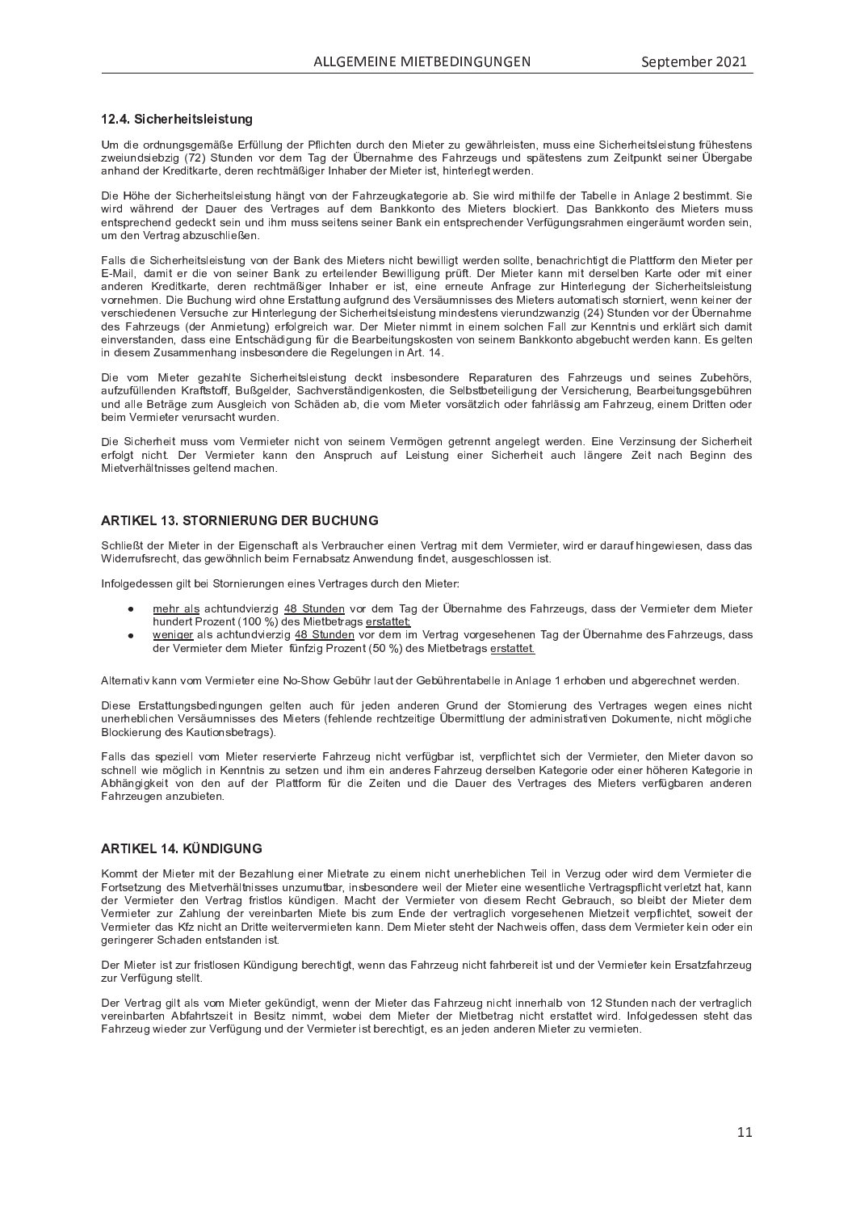### 12.4. Sicherheitsleistung

Um die ordnungsgemäße Erfüllung der Pflichten durch den Mieter zu gewährleisten, muss eine Sicherheitsleistung frühestens zweiundsiebzig (72) Stunden vor dem Tag der Übernahme des Fahrzeugs und spätestens zum Zeitpunkt seiner Übergabe anhand der Kreditkarte, deren rechtmäßiger Inhaber der Mieter ist, hinterlegt werden.

Die Höhe der Sicherheitsleistung hängt von der Fahrzeugkategorie ab. Sie wird mithilfe der Tabelle in Anlage 2 bestimmt. Sie wird während der Dauer des Vertrages auf dem Bankkonto des Mieters blockiert. Das Bankkonto des Mieters muss entsprechend gedeckt sein und ihm muss seitens seiner Bank ein entsprechender Verfügungsrahmen eingeräumt worden sein, um den Vertrag abzuschließen.

Falls die Sicherheitsleistung von der Bank des Mieters nicht bewilligt werden sollte, benachrichtigt die Plattform den Mieter per E-Mail, damit er die von seiner Bank zu erteilender Bewilligung prüft. Der Mieter kann mit derselben Karte oder mit einer anderen Kreditkarte, deren rechtmäßiger Inhaber er ist, eine erneute Anfrage zur Hinterlegung der Sicherheitsleistung vornehmen. Die Buchung wird ohne Erstattung aufgrund des Versäumnisses des Mieters automatisch storniert, wenn keiner der verschiedenen Versuche zur Hinterlegung der Sicherheitsleistung mindestens vierundzwanzig (24) Stunden vor der Übernahme des Fahrzeugs (der Anmietung) erfolgreich war. Der Mieter nimmt in einem solchen Fall zur Kenntnis und erklärt sich damit einverstanden, dass eine Entschädigung für die Bearbeitungskosten von seinem Bankkonto abgebucht werden kann. Es gelten in diesem Zusammenhang insbesondere die Regelungen in Art. 14.

Die vom Mieter gezahlte Sicherheitsleistung deckt insbesondere Reparaturen des Fahrzeugs und seines Zubehörs, aufzufüllenden Kraftstoff, Bußgelder, Sachverständigenkosten, die Selbstbeteiligung der Versicherung, Bearbeitungsgebühren und alle Beträge zum Ausgleich von Schäden ab, die vom Mieter vorsätzlich oder fahrlässig am Fahrzeug, einem Dritten oder beim Vermieter verursacht wurden.

Die Sicherheit muss vom Vermieter nicht von seinem Vermögen getrennt angelegt werden. Eine Verzinsung der Sicherheit erfolgt nicht. Der Vermieter kann den Anspruch auf Leistung einer Sicherheit auch längere Zeit nach Beginn des Mietverhältnisses geltend machen.

## ARTIKEL 13. STORNIERUNG DER BUCHUNG

Schließt der Mieter in der Eigenschaft als Verbraucher einen Vertrag mit dem Vermieter, wird er darauf hingewiesen, dass das Widerrufsrecht, das gewöhnlich beim Fernabsatz Anwendung findet, ausgeschlossen ist.

Infolgedessen gilt bei Stornierungen eines Vertrages durch den Mieter:

- mehr als achtundvierzig 48 Stunden vor dem Tag der Übernahme des Fahrzeugs, dass der Vermieter dem Mieter hundert Prozent (100 %) des Mietbetrags erstattet;
- weniger als achtundvierzig 48 Stunden vor dem im Vertrag vorgesehenen Tag der Übernahme des Fahrzeugs, dass der Vermieter dem Mieter fünfzig Prozent (50 %) des Mietbetrags erstattet.

Alternativ kann vom Vermieter eine No-Show Gebühr laut der Gebührentabelle in Anlage 1 erhoben und abgerechnet werden.

Diese Erstattungsbedingungen gelten auch für jeden anderen Grund der Stornierung des Vertrages wegen eines nicht unerheblichen Versäumnisses des Mieters (fehlende rechtzeitige Übermittlung der administrativen Dokumente, nicht mögliche Blockierung des Kautionsbetrags).

Falls das speziell vom Mieter reservierte Fahrzeug nicht verfügbar ist, verpflichtet sich der Vermieter, den Mieter davon so schnell wie möglich in Kenntnis zu setzen und ihm ein anderes Fahrzeug derselben Kategorie oder einer höheren Kategorie in Abhängigkeit von den auf der Plattform für die Zeiten und die Dauer des Vertrages des Mieters verfügbaren anderen Fahrzeugen anzubieten.

## ARTIKEL 14. KÜNDIGUNG

Kommt der Mieter mit der Bezahlung einer Mietrate zu einem nicht unerheblichen Teil in Verzug oder wird dem Vermieter die Fortsetzung des Mietverhältnisses unzumutbar, insbesondere weil der Mieter eine wesentliche Vertragspflicht verletzt hat, kann der Vermieter den Vertrag fristlos kündigen. Macht der Vermieter von diesem Recht Gebrauch, so bleibt der Mieter dem Vermieter zur Zahlung der vereinbarten Miete bis zum Ende der vertraglich vorgesehenen Mietzeit verpflichtet, soweit der Vermieter das Kfz nicht an Dritte weitervermieten kann. Dem Mieter steht der Nachweis offen, dass dem Vermieter kein oder ein geringerer Schaden entstanden ist.

Der Mieter ist zur fristlosen Kündigung berechtigt, wenn das Fahrzeug nicht fahrbereit ist und der Vermieter kein Ersatzfahrzeug zur Verfügung stellt.

Der Vertrag gilt als vom Mieter gekündigt, wenn der Mieter das Fahrzeug nicht innerhalb von 12 Stunden nach der vertraglich vereinbarten Abfahrtszeit in Besitz nimmt, wobei dem Mieter der Mietbetrag nicht erstattet wird. Infolgedessen steht das Fahrzeug wieder zur Verfügung und der Vermieter ist berechtigt, es an jeden anderen Mieter zu vermieten.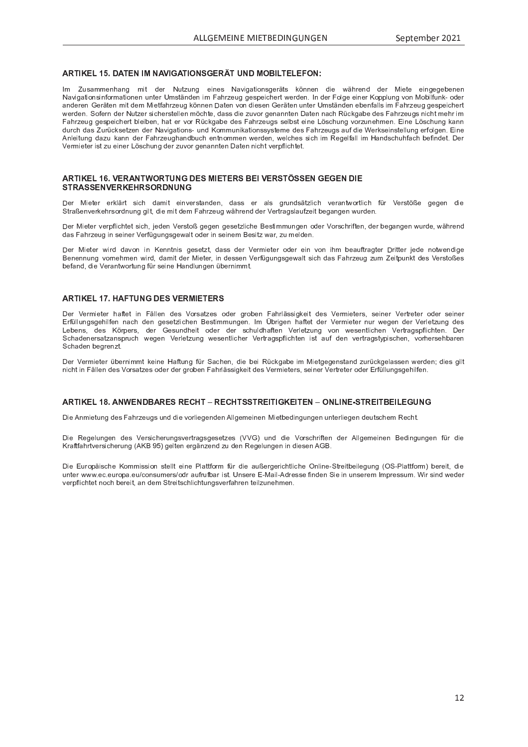## ARTIKEL 15. DATEN IM NAVIGATIONSGERÄT UND MOBILTELEFON:

Im Zusammenhang mit der Nutzung eines Navigationsgeräts können die während der Miete eingegebenen Navigationsinformationen unter Umständen im Fahrzeug gespeichert werden. In der Folge einer Kopplung von Mobilfunk- oder anderen Geräten mit dem Mietfahrzeug können Daten von diesen Geräten unter Umständen ebenfalls im Fahrzeug gespeichert werden. Sofern der Nutzer sicherstellen möchte, dass die zuvor genannten Daten nach Rückgabe des Fahrzeugs nicht mehr im Fahrzeug gespeichert bleiben, hat er vor Rückgabe des Fahrzeugs selbst eine Löschung vorzunehmen. Eine Löschung kann durch das Zurücksetzen der Navigations- und Kommunikationssysteme des Fahrzeugs auf die Werkseinstellung erfolgen. Eine Anleitung dazu kann der Fahrzeughandbuch entnommen werden, welches sich im Regelfall im Handschuhfach befindet. Der Vermieter ist zu einer Löschung der zuvor genannten Daten nicht verpflichtet.

## ARTIKEL 16. VERANTWORTUNG DES MIETERS BEI VERSTÖSSEN GEGEN DIE STRASSENVERKEHRSORDNUNG

Der Mieter erklärt sich damit einverstanden, dass er als grundsätzlich verantwortlich für Verstöße gegen die Straßenverkehrsordnung gilt, die mit dem Fahrzeug während der Vertragslaufzeit begangen wurden.

Der Mieter verpflichtet sich, jeden Verstoß gegen gesetzliche Bestimmungen oder Vorschriften, der begangen wurde, während das Fahrzeug in seiner Verfügungsgewalt oder in seinem Besitz war, zu melden.

Der Mieter wird davon in Kenntnis gesetzt, dass der Vermieter oder ein von ihm beauftragter Dritter jede notwendige Benennung vornehmen wird, damit der Mieter, in dessen Verfügungsgewalt sich das Fahrzeug zum Zeitpunkt des Verstoßes befand, die Verantwortung für seine Handlungen übernimmt.

## ARTIKEL 17. HAFTUNG DES VERMIETERS

Der Vermieter haftet in Fällen des Vorsatzes oder groben Fahrlässigkeit des Vermieters, seiner Vertreter oder seiner Erfüllungsgehilfen nach den gesetzlichen Bestimmungen. Im Übrigen haftet der Vermieter nur wegen der Verletzung des Lebens, des Körpers, der Gesundheit oder der schuldhaften Verletzung von wesentlichen Vertragspflichten. Der Schadenersatzanspruch wegen Verletzung wesentlicher Vertragspflichten ist auf den vertragstypischen, vorhersehbaren Schaden begrenzt.

Der Vermieter übernimmt keine Haftung für Sachen, die bei Rückgabe im Mietgegenstand zurückgelassen werden; dies gilt nicht in Fällen des Vorsatzes oder der groben Fahrlässigkeit des Vermieters, seiner Vertreter oder Erfüllungsgehilfen.

## ARTIKEL 18. ANWENDBARES RECHT – RECHTSSTREITIGKEITEN – ONLINE-STREITBEILEGUNG

Die Anmietung des Fahrzeugs und die vorliegenden Allgemeinen Mietbedingungen unterliegen deutschem Recht.

Die Regelungen des Versicherungsvertragsgesetzes (VVG) und die Vorschriften der Allgemeinen Bedingungen für die Kraftfahrtversicherung (AKB 95) gelten ergänzend zu den Regelungen in diesen AGB.

Die Europäische Kommission stellt eine Plattform für die außergerichtliche Online-Streitbeilegung (OS-Plattform) bereit, die unter www.ec.europa.eu/consumers/odr aufrufbar ist. Unsere E-Mail-Adresse finden Sie in unserem Impressum. Wir sind weder verpflichtet noch bereit, an dem Streitschlichtungsverfahren teilzunehmen.